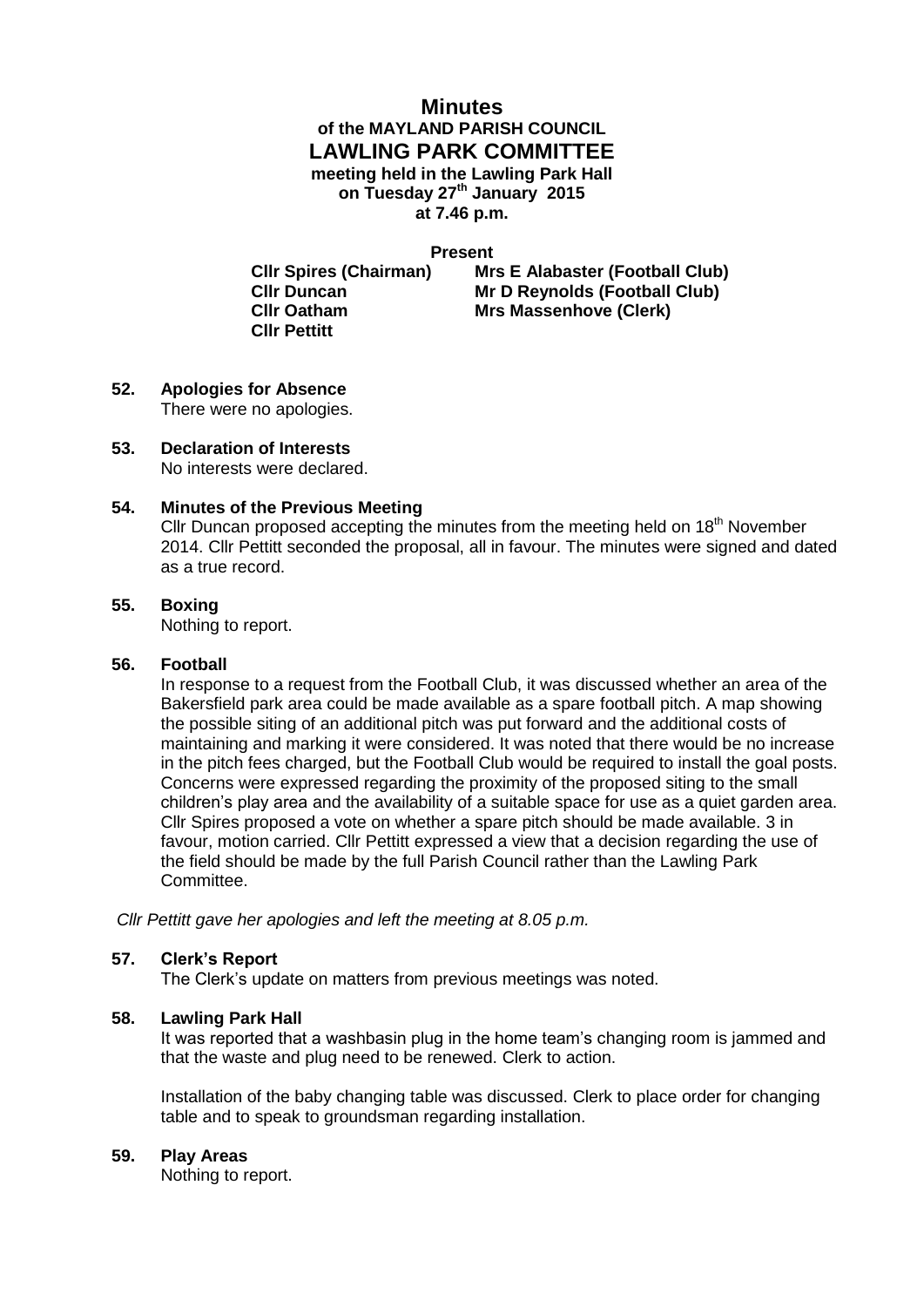# Minutes

## of the MAYLAND PARISH COUNCIL
## LAWLING PARK COMMITTEE

**meeting held in the Lawling Park Hall**
**on Tuesday 27th January 2015**
**at 7.46 p.m.**

**Present**

| | |
|---|---|
| **Cllr Spires (Chairman)** | **Mrs E Alabaster (Football Club)** |
| **Cllr Duncan** | **Mr D Reynolds (Football Club)** |
| **Cllr Oatham** | **Mrs Massenhove (Clerk)** |
| **Cllr Pettitt** | |

**52. Apologies for Absence**
There were no apologies.

**53. Declaration of Interests**
No interests were declared.

**54. Minutes of the Previous Meeting**
Cllr Duncan proposed accepting the minutes from the meeting held on 18th November 2014. Cllr Pettitt seconded the proposal, all in favour. The minutes were signed and dated as a true record.

**55. Boxing**
Nothing to report.

**56. Football**
In response to a request from the Football Club, it was discussed whether an area of the Bakersfield park area could be made available as a spare football pitch. A map showing the possible siting of an additional pitch was put forward and the additional costs of maintaining and marking it were considered. It was noted that there would be no increase in the pitch fees charged, but the Football Club would be required to install the goal posts. Concerns were expressed regarding the proximity of the proposed siting to the small children's play area and the availability of a suitable space for use as a quiet garden area. Cllr Spires proposed a vote on whether a spare pitch should be made available. 3 in favour, motion carried. Cllr Pettitt expressed a view that a decision regarding the use of the field should be made by the full Parish Council rather than the Lawling Park Committee.

*Cllr Pettitt gave her apologies and left the meeting at 8.05 p.m.*

**57. Clerk's Report**
The Clerk's update on matters from previous meetings was noted.

**58. Lawling Park Hall**
It was reported that a washbasin plug in the home team's changing room is jammed and that the waste and plug need to be renewed. Clerk to action.

Installation of the baby changing table was discussed. Clerk to place order for changing table and to speak to groundsman regarding installation.

**59. Play Areas**
Nothing to report.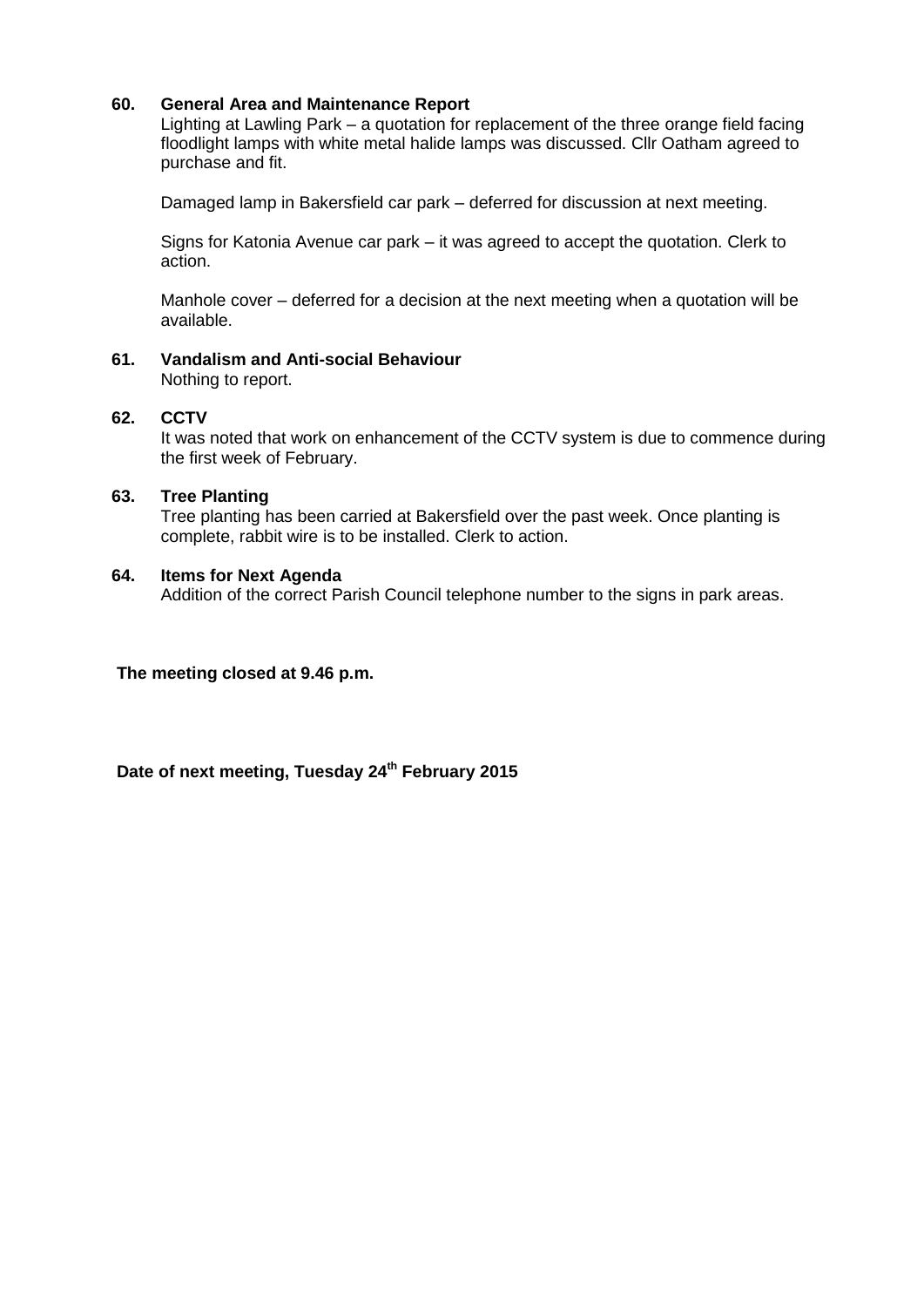**60. General Area and Maintenance Report**

Lighting at Lawling Park – a quotation for replacement of the three orange field facing floodlight lamps with white metal halide lamps was discussed. Cllr Oatham agreed to purchase and fit.

Damaged lamp in Bakersfield car park – deferred for discussion at next meeting.

Signs for Katonia Avenue car park – it was agreed to accept the quotation. Clerk to action.

Manhole cover – deferred for a decision at the next meeting when a quotation will be available.

**61. Vandalism and Anti-social Behaviour**

Nothing to report.

**62. CCTV**

It was noted that work on enhancement of the CCTV system is due to commence during the first week of February.

**63. Tree Planting**

Tree planting has been carried at Bakersfield over the past week. Once planting is complete, rabbit wire is to be installed. Clerk to action.

**64. Items for Next Agenda**

Addition of the correct Parish Council telephone number to the signs in park areas.

**The meeting closed at 9.46 p.m.**

**Date of next meeting, Tuesday 24th February 2015**